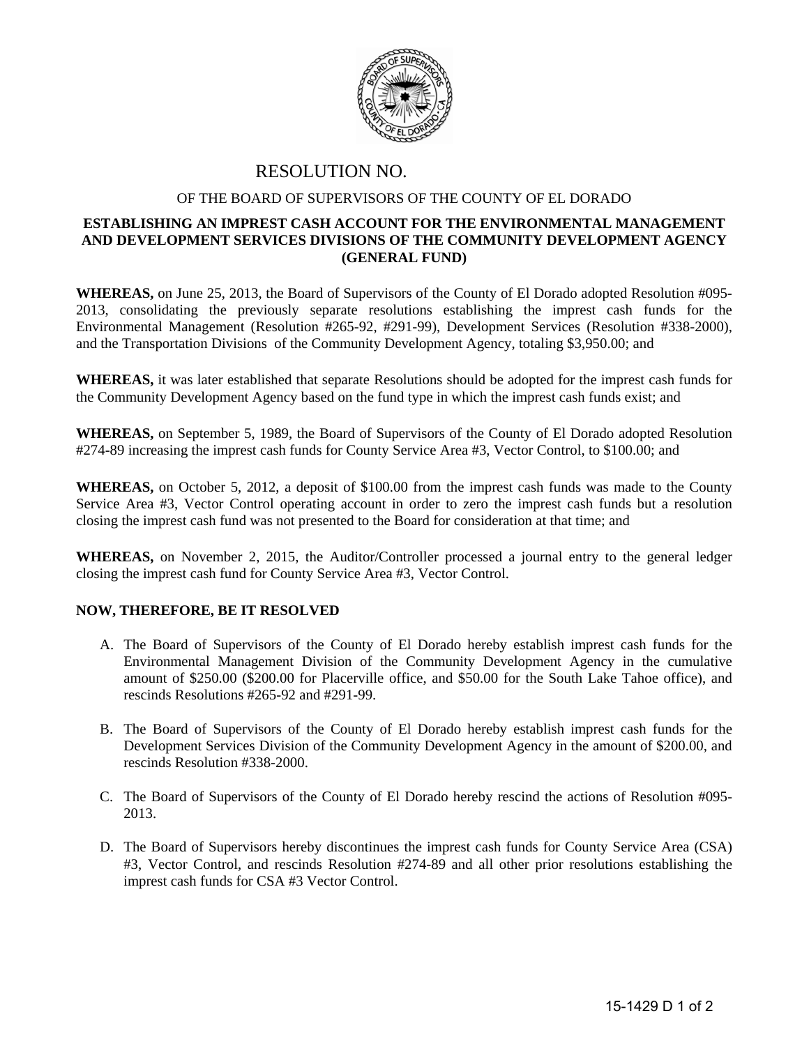# RESOLUTION NO.

OF THE BOARD OF SUPERVISORS OF THE COUNTY OF EL DORADO

**ESTABLISHING AN IMPREST CASH ACCOUNT FOR THE ENVIRONMENTAL MANAGEMENT AND DEVELOPMENT SERVICES DIVISIONS OF THE COMMUNITY DEVELOPMENT AGENCY (GENERAL FUND)**

**WHEREAS,** on June 25, 2013, the Board of Supervisors of the County of El Dorado adopted Resolution #095-2013, consolidating the previously separate resolutions establishing the imprest cash funds for the Environmental Management (Resolution #265-92, #291-99), Development Services (Resolution #338-2000), and the Transportation Divisions of the Community Development Agency, totaling $3,950.00; and

**WHEREAS,** it was later established that separate Resolutions should be adopted for the imprest cash funds for the Community Development Agency based on the fund type in which the imprest cash funds exist; and

**WHEREAS,** on September 5, 1989, the Board of Supervisors of the County of El Dorado adopted Resolution #274-89 increasing the imprest cash funds for County Service Area #3, Vector Control, to $100.00; and

**WHEREAS,** on October 5, 2012, a deposit of $100.00 from the imprest cash funds was made to the County Service Area #3, Vector Control operating account in order to zero the imprest cash funds but a resolution closing the imprest cash fund was not presented to the Board for consideration at that time; and

**WHEREAS,** on November 2, 2015, the Auditor/Controller processed a journal entry to the general ledger closing the imprest cash fund for County Service Area #3, Vector Control.

**NOW, THEREFORE, BE IT RESOLVED**

A. The Board of Supervisors of the County of El Dorado hereby establish imprest cash funds for the Environmental Management Division of the Community Development Agency in the cumulative amount of $250.00 ($200.00 for Placerville office, and $50.00 for the South Lake Tahoe office), and rescinds Resolutions #265-92 and #291-99.

B. The Board of Supervisors of the County of El Dorado hereby establish imprest cash funds for the Development Services Division of the Community Development Agency in the amount of $200.00, and rescinds Resolution #338-2000.

C. The Board of Supervisors of the County of El Dorado hereby rescind the actions of Resolution #095-2013.

D. The Board of Supervisors hereby discontinues the imprest cash funds for County Service Area (CSA) #3, Vector Control, and rescinds Resolution #274-89 and all other prior resolutions establishing the imprest cash funds for CSA #3 Vector Control.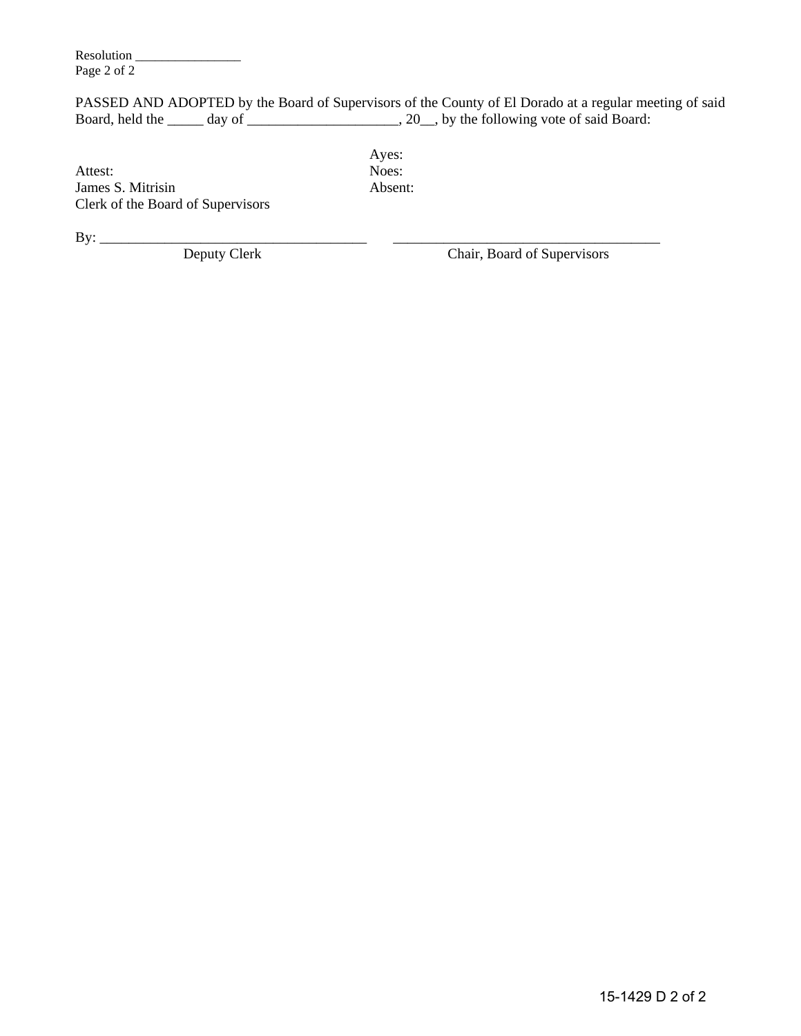Resolution ________________

PASSED AND ADOPTED by the Board of Supervisors of the County of El Dorado at a regular meeting of said Board, held the _____ day of _____________________, 20__, by the following vote of said Board:

Ayes:
Noes:
Absent:

Attest:
James S. Mitrisin
Clerk of the Board of Supervisors

By: ______________________________________
Deputy Clerk

______________________________________
Chair, Board of Supervisors